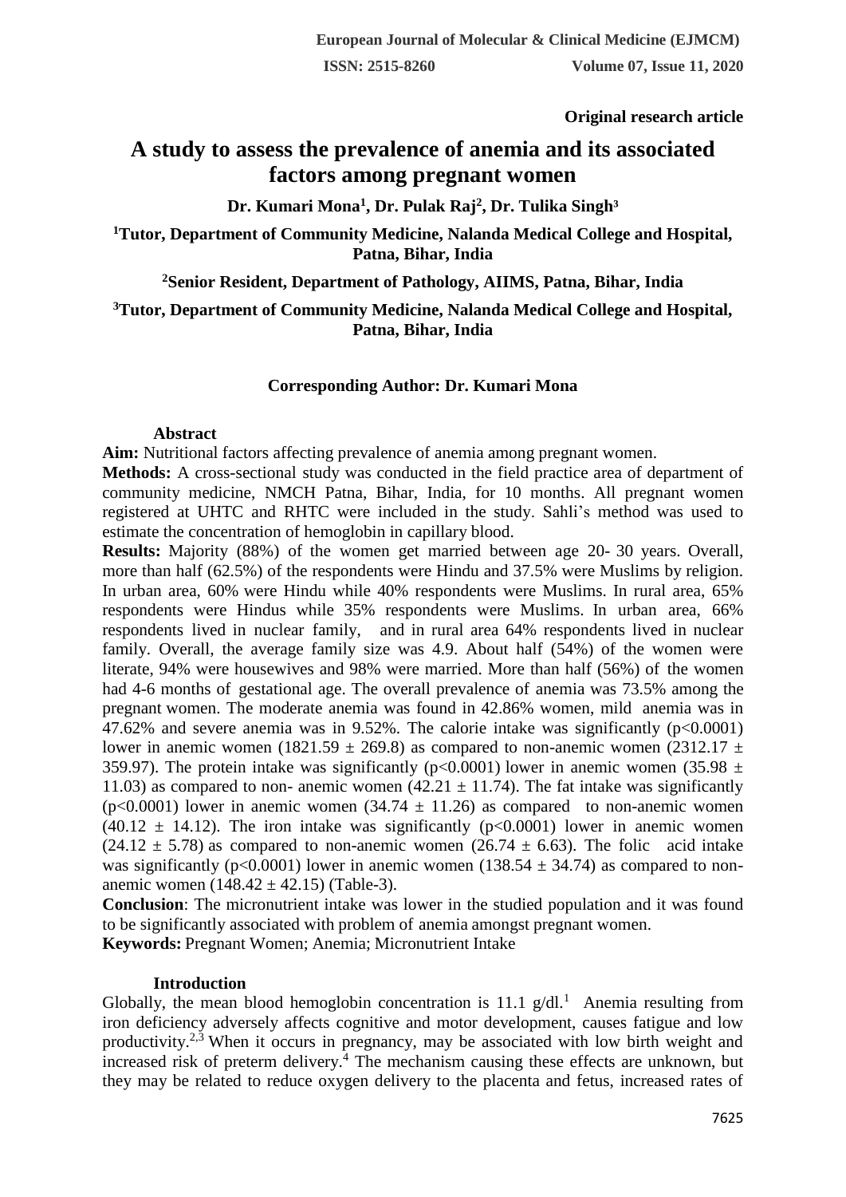Original research article

# A study to assess the prevalence of anemia and its associated factors among pregnant women

**Dr. Kumari Mona[1], Dr. Pulak Raj[2], Dr. Tulika Singh[3]**

**[1]Tutor, Department of Community Medicine, Nalanda Medical College and Hospital, Patna, Bihar, India**

**[2]Senior Resident, Department of Pathology, AIIMS, Patna, Bihar, India**

**[3]Tutor, Department of Community Medicine, Nalanda Medical College and Hospital, Patna, Bihar, India**

**Corresponding Author: Dr. Kumari Mona**

## Abstract

**Aim:** Nutritional factors affecting prevalence of anemia among pregnant women.

**Methods:** A cross-sectional study was conducted in the field practice area of department of community medicine, NMCH Patna, Bihar, India, for 10 months. All pregnant women registered at UHTC and RHTC were included in the study. Sahli's method was used to estimate the concentration of hemoglobin in capillary blood.

**Results:** Majority (88%) of the women get married between age 20- 30 years. Overall, more than half (62.5%) of the respondents were Hindu and 37.5% were Muslims by religion. In urban area, 60% were Hindu while 40% respondents were Muslims. In rural area, 65% respondents were Hindus while 35% respondents were Muslims. In urban area, 66% respondents lived in nuclear family, and in rural area 64% respondents lived in nuclear family. Overall, the average family size was 4.9. About half (54%) of the women were literate, 94% were housewives and 98% were married. More than half (56%) of the women had 4-6 months of gestational age. The overall prevalence of anemia was 73.5% among the pregnant women. The moderate anemia was found in 42.86% women, mild anemia was in 47.62% and severe anemia was in 9.52%. The calorie intake was significantly ($p<0.0001$) lower in anemic women ($1821.59 \pm 269.8$) as compared to non-anemic women ($2312.17 \pm 359.97$). The protein intake was significantly ($p<0.0001$) lower in anemic women ($35.98 \pm 11.03$) as compared to non- anemic women ($42.21 \pm 11.74$). The fat intake was significantly ($p<0.0001$) lower in anemic women ($34.74 \pm 11.26$) as compared to non-anemic women ($40.12 \pm 14.12$). The iron intake was significantly ($p<0.0001$) lower in anemic women ($24.12 \pm 5.78$) as compared to non-anemic women ($26.74 \pm 6.63$). The folic acid intake was significantly ($p<0.0001$) lower in anemic women ($138.54 \pm 34.74$) as compared to non-anemic women ($148.42 \pm 42.15$) (Table-3).

**Conclusion**: The micronutrient intake was lower in the studied population and it was found to be significantly associated with problem of anemia amongst pregnant women.

**Keywords:** Pregnant Women; Anemia; Micronutrient Intake

## Introduction

Globally, the mean blood hemoglobin concentration is 11.1 g/dl.[1] Anemia resulting from iron deficiency adversely affects cognitive and motor development, causes fatigue and low productivity.[2,3] When it occurs in pregnancy, may be associated with low birth weight and increased risk of preterm delivery.[4] The mechanism causing these effects are unknown, but they may be related to reduce oxygen delivery to the placenta and fetus, increased rates of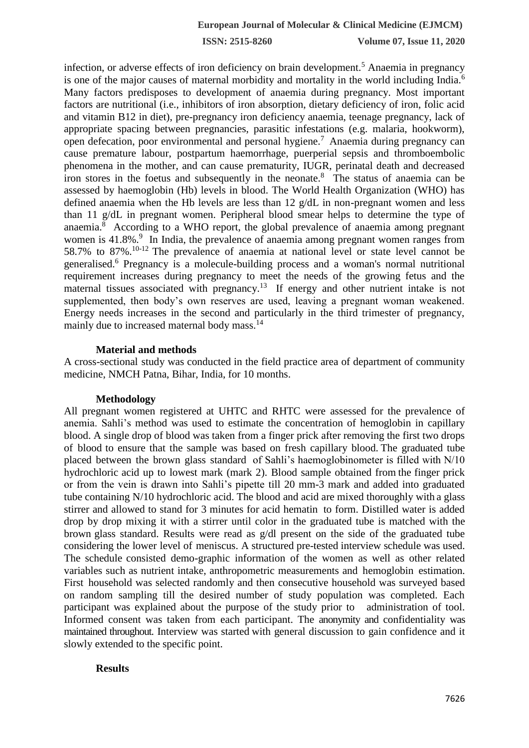infection, or adverse effects of iron deficiency on brain development.[5] Anaemia in pregnancy is one of the major causes of maternal morbidity and mortality in the world including India.[6] Many factors predisposes to development of anaemia during pregnancy. Most important factors are nutritional (i.e., inhibitors of iron absorption, dietary deficiency of iron, folic acid and vitamin B12 in diet), pre-pregnancy iron deficiency anaemia, teenage pregnancy, lack of appropriate spacing between pregnancies, parasitic infestations (e.g. malaria, hookworm), open defecation, poor environmental and personal hygiene.[7] Anaemia during pregnancy can cause premature labour, postpartum haemorrhage, puerperial sepsis and thromboembolic phenomena in the mother, and can cause prematurity, IUGR, perinatal death and decreased iron stores in the foetus and subsequently in the neonate.[8] The status of anaemia can be assessed by haemoglobin (Hb) levels in blood. The World Health Organization (WHO) has defined anaemia when the Hb levels are less than 12 g/dL in non-pregnant women and less than 11 g/dL in pregnant women. Peripheral blood smear helps to determine the type of anaemia.[8] According to a WHO report, the global prevalence of anaemia among pregnant women is 41.8%.[9] In India, the prevalence of anaemia among pregnant women ranges from 58.7% to 87%.[10-12] The prevalence of anaemia at national level or state level cannot be generalised.[6] Pregnancy is a molecule-building process and a woman's normal nutritional requirement increases during pregnancy to meet the needs of the growing fetus and the maternal tissues associated with pregnancy.[13] If energy and other nutrient intake is not supplemented, then body's own reserves are used, leaving a pregnant woman weakened. Energy needs increases in the second and particularly in the third trimester of pregnancy, mainly due to increased maternal body mass.[14]

## Material and methods

A cross-sectional study was conducted in the field practice area of department of community medicine, NMCH Patna, Bihar, India, for 10 months.

## Methodology

All pregnant women registered at UHTC and RHTC were assessed for the prevalence of anemia. Sahli's method was used to estimate the concentration of hemoglobin in capillary blood. A single drop of blood was taken from a finger prick after removing the first two drops of blood to ensure that the sample was based on fresh capillary blood. The graduated tube placed between the brown glass standard of Sahli's haemoglobinometer is filled with N/10 hydrochloric acid up to lowest mark (mark 2). Blood sample obtained from the finger prick or from the vein is drawn into Sahli's pipette till 20 mm-3 mark and added into graduated tube containing N/10 hydrochloric acid. The blood and acid are mixed thoroughly with a glass stirrer and allowed to stand for 3 minutes for acid hematin to form. Distilled water is added drop by drop mixing it with a stirrer until color in the graduated tube is matched with the brown glass standard. Results were read as g/dl present on the side of the graduated tube considering the lower level of meniscus. A structured pre-tested interview schedule was used. The schedule consisted demo-graphic information of the women as well as other related variables such as nutrient intake, anthropometric measurements and hemoglobin estimation. First household was selected randomly and then consecutive household was surveyed based on random sampling till the desired number of study population was completed. Each participant was explained about the purpose of the study prior to administration of tool. Informed consent was taken from each participant. The anonymity and confidentiality was maintained throughout. Interview was started with general discussion to gain confidence and it slowly extended to the specific point.

## Results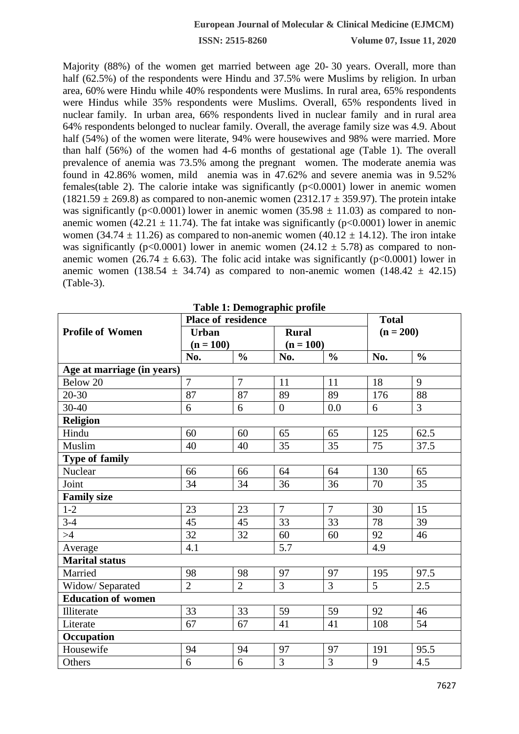Majority (88%) of the women get married between age 20- 30 years. Overall, more than half (62.5%) of the respondents were Hindu and 37.5% were Muslims by religion. In urban area, 60% were Hindu while 40% respondents were Muslims. In rural area, 65% respondents were Hindus while 35% respondents were Muslims. Overall, 65% respondents lived in nuclear family. In urban area, 66% respondents lived in nuclear family and in rural area 64% respondents belonged to nuclear family. Overall, the average family size was 4.9. About half (54%) of the women were literate, 94% were housewives and 98% were married. More than half (56%) of the women had 4-6 months of gestational age (Table 1). The overall prevalence of anemia was 73.5% among the pregnant women. The moderate anemia was found in 42.86% women, mild anemia was in 47.62% and severe anemia was in 9.52% females(table 2). The calorie intake was significantly ($p<0.0001$) lower in anemic women ($1821.59 \pm 269.8$) as compared to non-anemic women ($2312.17 \pm 359.97$). The protein intake was significantly ($p<0.0001$) lower in anemic women ($35.98 \pm 11.03$) as compared to non-anemic women ($42.21 \pm 11.74$). The fat intake was significantly ($p<0.0001$) lower in anemic women ($34.74 \pm 11.26$) as compared to non-anemic women ($40.12 \pm 14.12$). The iron intake was significantly ($p<0.0001$) lower in anemic women ($24.12 \pm 5.78$) as compared to non-anemic women ($26.74 \pm 6.63$). The folic acid intake was significantly ($p<0.0001$) lower in anemic women ($138.54 \pm 34.74$) as compared to non-anemic women ($148.42 \pm 42.15$) (Table-3).

**Table 1: Demographic profile**

| **Profile of Women** | **Place of residence** | | | | **Total** | |
|---|---|---|---|---|---|---|
| | **Urban (n = 100)** | | **Rural (n = 100)** | | **(n = 200)** | |
| | **No.** | **%** | **No.** | **%** | **No.** | **%** |
| **Age at marriage (in years)** | | | | | | |
| Below 20 | 7 | 7 | 11 | 11 | 18 | 9 |
| 20-30 | 87 | 87 | 89 | 89 | 176 | 88 |
| 30-40 | 6 | 6 | 0 | 0.0 | 6 | 3 |
| **Religion** | | | | | | |
| Hindu | 60 | 60 | 65 | 65 | 125 | 62.5 |
| Muslim | 40 | 40 | 35 | 35 | 75 | 37.5 |
| **Type of family** | | | | | | |
| Nuclear | 66 | 66 | 64 | 64 | 130 | 65 |
| Joint | 34 | 34 | 36 | 36 | 70 | 35 |
| **Family size** | | | | | | |
| 1-2 | 23 | 23 | 7 | 7 | 30 | 15 |
| 3-4 | 45 | 45 | 33 | 33 | 78 | 39 |
| >4 | 32 | 32 | 60 | 60 | 92 | 46 |
| Average | 4.1 | | 5.7 | | 4.9 | |
| **Marital status** | | | | | | |
| Married | 98 | 98 | 97 | 97 | 195 | 97.5 |
| Widow/ Separated | 2 | 2 | 3 | 3 | 5 | 2.5 |
| **Education of women** | | | | | | |
| Illiterate | 33 | 33 | 59 | 59 | 92 | 46 |
| Literate | 67 | 67 | 41 | 41 | 108 | 54 |
| **Occupation** | | | | | | |
| Housewife | 94 | 94 | 97 | 97 | 191 | 95.5 |
| Others | 6 | 6 | 3 | 3 | 9 | 4.5 |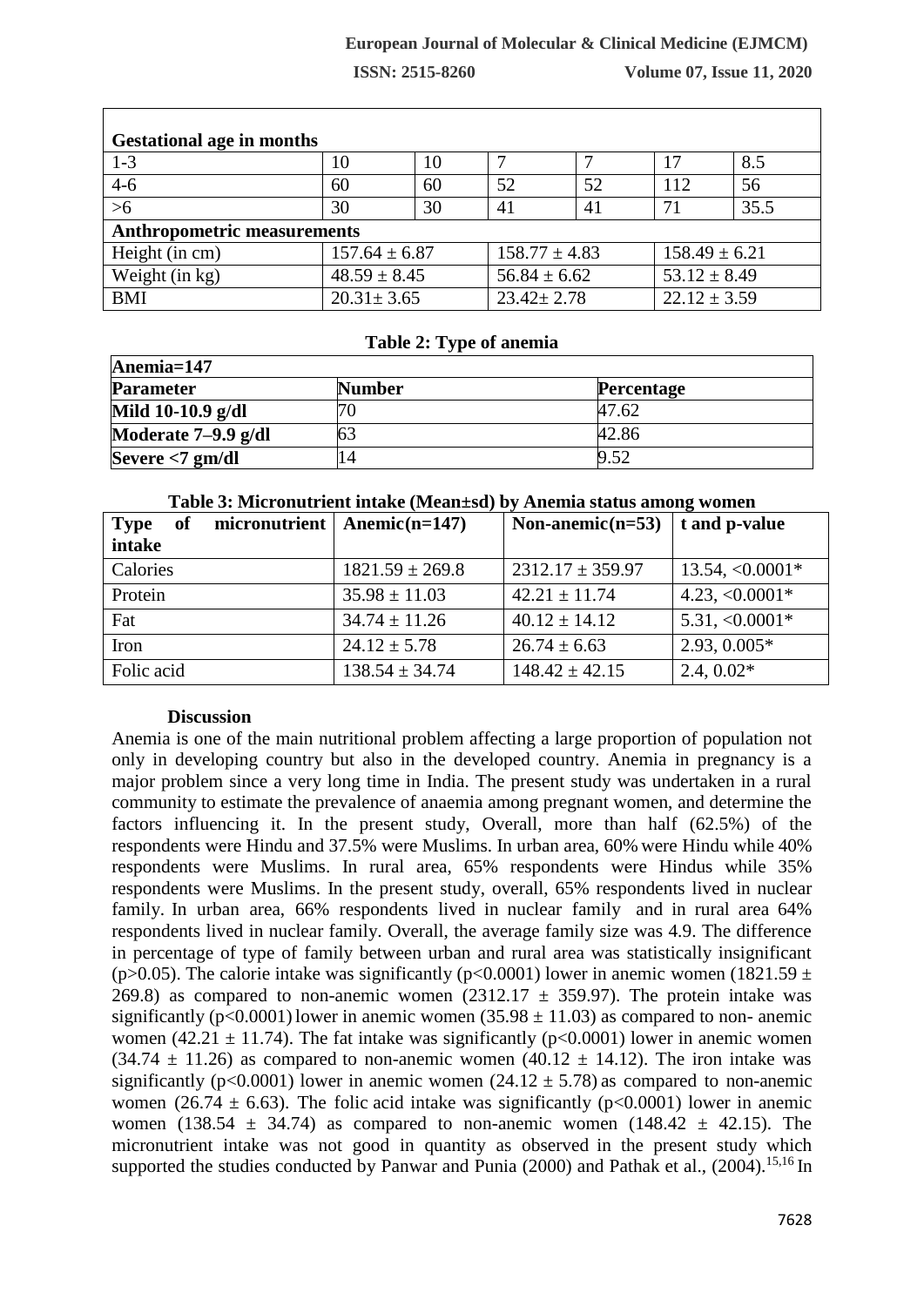| Gestational age in months | | | | | | |
|---|---|---|---|---|---|---|
| 1-3 | 10 | 10 | 7 | 7 | 17 | 8.5 |
| 4-6 | 60 | 60 | 52 | 52 | 112 | 56 |
| >6 | 30 | 30 | 41 | 41 | 71 | 35.5 |
| **Anthropometric measurements** | | | | | | |
| Height (in cm) | 157.64 ± 6.87 | | 158.77 ± 4.83 | | 158.49 ± 6.21 | |
| Weight (in kg) | 48.59 ± 8.45 | | 56.84 ± 6.62 | | 53.12 ± 8.49 | |
| BMI | 20.31± 3.65 | | 23.42± 2.78 | | 22.12 ± 3.59 | |

**Table 2: Type of anemia**

| Anemia=147 | | |
|---|---|---|
| **Parameter** | **Number** | **Percentage** |
| **Mild 10-10.9 g/dl** | 70 | 47.62 |
| **Moderate 7–9.9 g/dl** | 63 | 42.86 |
| **Severe <7 gm/dl** | 14 | 9.52 |

**Table 3: Micronutrient intake (Mean±sd) by Anemia status among women**

| Type of micronutrient intake | Anemic(n=147) | Non-anemic(n=53) | t and p-value |
|---|---|---|---|
| Calories | 1821.59 ± 269.8 | 2312.17 ± 359.97 | 13.54, <0.0001* |
| Protein | 35.98 ± 11.03 | 42.21 ± 11.74 | 4.23, <0.0001* |
| Fat | 34.74 ± 11.26 | 40.12 ± 14.12 | 5.31, <0.0001* |
| Iron | 24.12 ± 5.78 | 26.74 ± 6.63 | 2.93, 0.005* |
| Folic acid | 138.54 ± 34.74 | 148.42 ± 42.15 | 2.4, 0.02* |

## Discussion

Anemia is one of the main nutritional problem affecting a large proportion of population not only in developing country but also in the developed country. Anemia in pregnancy is a major problem since a very long time in India. The present study was undertaken in a rural community to estimate the prevalence of anaemia among pregnant women, and determine the factors influencing it. In the present study, Overall, more than half (62.5%) of the respondents were Hindu and 37.5% were Muslims. In urban area, 60% were Hindu while 40% respondents were Muslims. In rural area, 65% respondents were Hindus while 35% respondents were Muslims. In the present study, overall, 65% respondents lived in nuclear family. In urban area, 66% respondents lived in nuclear family and in rural area 64% respondents lived in nuclear family. Overall, the average family size was 4.9. The difference in percentage of type of family between urban and rural area was statistically insignificant ($p>0.05$). The calorie intake was significantly ($p<0.0001$) lower in anemic women (1821.59 ± 269.8) as compared to non-anemic women (2312.17 ± 359.97). The protein intake was significantly ($p<0.0001$) lower in anemic women (35.98 ± 11.03) as compared to non- anemic women (42.21 ± 11.74). The fat intake was significantly ($p<0.0001$) lower in anemic women (34.74 ± 11.26) as compared to non-anemic women (40.12 ± 14.12). The iron intake was significantly ($p<0.0001$) lower in anemic women (24.12 ± 5.78) as compared to non-anemic women (26.74 ± 6.63). The folic acid intake was significantly ($p<0.0001$) lower in anemic women (138.54 ± 34.74) as compared to non-anemic women (148.42 ± 42.15). The micronutrient intake was not good in quantity as observed in the present study which supported the studies conducted by Panwar and Punia (2000) and Pathak et al., (2004).[15,16] In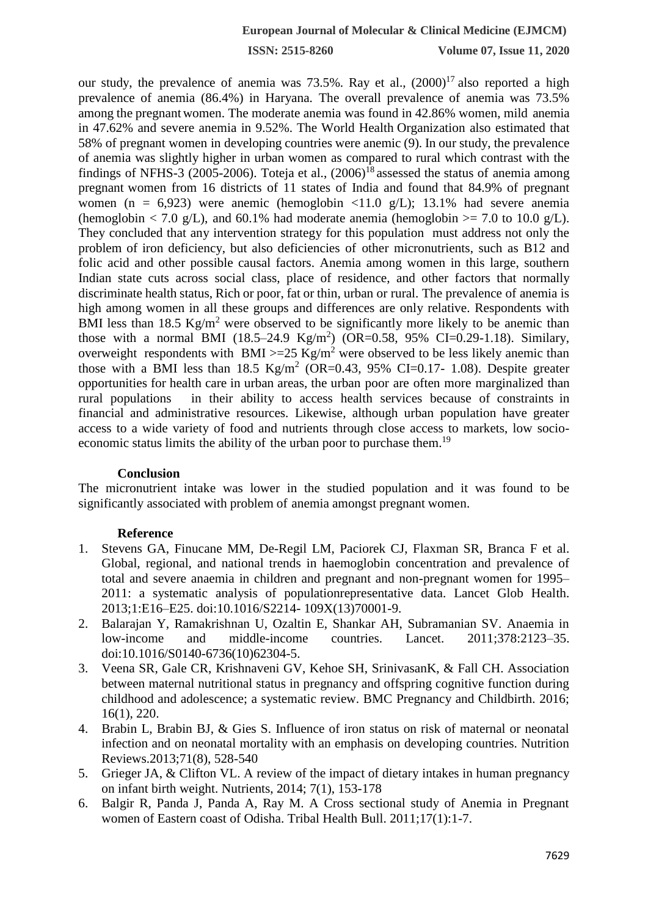our study, the prevalence of anemia was 73.5%. Ray et al., (2000)[17] also reported a high prevalence of anemia (86.4%) in Haryana. The overall prevalence of anemia was 73.5% among the pregnant women. The moderate anemia was found in 42.86% women, mild anemia in 47.62% and severe anemia in 9.52%. The World Health Organization also estimated that 58% of pregnant women in developing countries were anemic (9). In our study, the prevalence of anemia was slightly higher in urban women as compared to rural which contrast with the findings of NFHS-3 (2005-2006). Toteja et al., (2006)[18] assessed the status of anemia among pregnant women from 16 districts of 11 states of India and found that 84.9% of pregnant women (n = 6,923) were anemic (hemoglobin <11.0 g/L); 13.1% had severe anemia (hemoglobin < 7.0 g/L), and 60.1% had moderate anemia (hemoglobin >= 7.0 to 10.0 g/L). They concluded that any intervention strategy for this population must address not only the problem of iron deficiency, but also deficiencies of other micronutrients, such as B12 and folic acid and other possible causal factors. Anemia among women in this large, southern Indian state cuts across social class, place of residence, and other factors that normally discriminate health status, Rich or poor, fat or thin, urban or rural. The prevalence of anemia is high among women in all these groups and differences are only relative. Respondents with BMI less than 18.5 $Kg/m^2$ were observed to be significantly more likely to be anemic than those with a normal BMI (18.5–24.9 $Kg/m^2$) (OR=0.58, 95% CI=0.29-1.18). Similary, overweight respondents with BMI >=25 $Kg/m^2$ were observed to be less likely anemic than those with a BMI less than 18.5 $Kg/m^2$ (OR=0.43, 95% CI=0.17- 1.08). Despite greater opportunities for health care in urban areas, the urban poor are often more marginalized than rural populations in their ability to access health services because of constraints in financial and administrative resources. Likewise, although urban population have greater access to a wide variety of food and nutrients through close access to markets, low socio-economic status limits the ability of the urban poor to purchase them.[19]

## Conclusion

The micronutrient intake was lower in the studied population and it was found to be significantly associated with problem of anemia amongst pregnant women.

## Reference

1. Stevens GA, Finucane MM, De-Regil LM, Paciorek CJ, Flaxman SR, Branca F et al. Global, regional, and national trends in haemoglobin concentration and prevalence of total and severe anaemia in children and pregnant and non-pregnant women for 1995–2011: a systematic analysis of populationrepresentative data. Lancet Glob Health. 2013;1:E16–E25. doi:10.1016/S2214- 109X(13)70001-9.
2. Balarajan Y, Ramakrishnan U, Ozaltin E, Shankar AH, Subramanian SV. Anaemia in low-income and middle-income countries. Lancet. 2011;378:2123–35. doi:10.1016/S0140-6736(10)62304-5.
3. Veena SR, Gale CR, Krishnaveni GV, Kehoe SH, SrinivasanK, & Fall CH. Association between maternal nutritional status in pregnancy and offspring cognitive function during childhood and adolescence; a systematic review. BMC Pregnancy and Childbirth. 2016; 16(1), 220.
4. Brabin L, Brabin BJ, & Gies S. Influence of iron status on risk of maternal or neonatal infection and on neonatal mortality with an emphasis on developing countries. Nutrition Reviews.2013;71(8), 528-540
5. Grieger JA, & Clifton VL. A review of the impact of dietary intakes in human pregnancy on infant birth weight. Nutrients, 2014; 7(1), 153-178
6. Balgir R, Panda J, Panda A, Ray M. A Cross sectional study of Anemia in Pregnant women of Eastern coast of Odisha. Tribal Health Bull. 2011;17(1):1-7.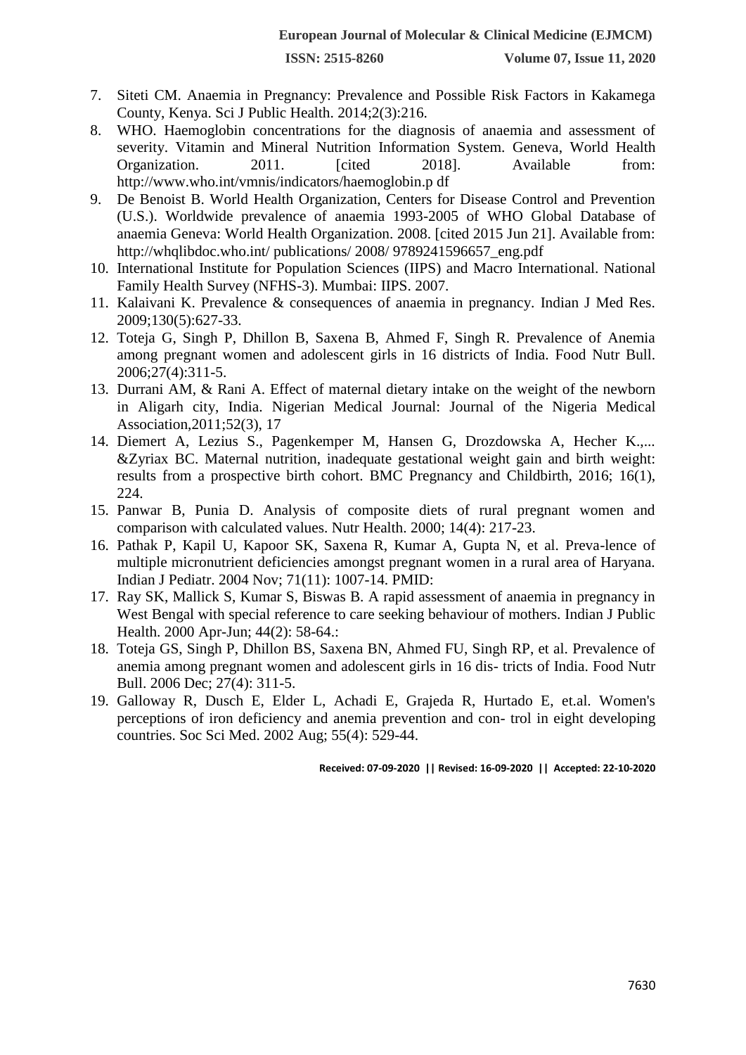7. Siteti CM. Anaemia in Pregnancy: Prevalence and Possible Risk Factors in Kakamega County, Kenya. Sci J Public Health. 2014;2(3):216.
8. WHO. Haemoglobin concentrations for the diagnosis of anaemia and assessment of severity. Vitamin and Mineral Nutrition Information System. Geneva, World Health Organization. 2011. [cited 2018]. Available from: http://www.who.int/vmnis/indicators/haemoglobin.p df
9. De Benoist B. World Health Organization, Centers for Disease Control and Prevention (U.S.). Worldwide prevalence of anaemia 1993-2005 of WHO Global Database of anaemia Geneva: World Health Organization. 2008. [cited 2015 Jun 21]. Available from: http://whqlibdoc.who.int/ publications/ 2008/ 9789241596657_eng.pdf
10. International Institute for Population Sciences (IIPS) and Macro International. National Family Health Survey (NFHS-3). Mumbai: IIPS. 2007.
11. Kalaivani K. Prevalence & consequences of anaemia in pregnancy. Indian J Med Res. 2009;130(5):627-33.
12. Toteja G, Singh P, Dhillon B, Saxena B, Ahmed F, Singh R. Prevalence of Anemia among pregnant women and adolescent girls in 16 districts of India. Food Nutr Bull. 2006;27(4):311-5.
13. Durrani AM, & Rani A. Effect of maternal dietary intake on the weight of the newborn in Aligarh city, India. Nigerian Medical Journal: Journal of the Nigeria Medical Association,2011;52(3), 17
14. Diemert A, Lezius S., Pagenkemper M, Hansen G, Drozdowska A, Hecher K.,... &Zyriax BC. Maternal nutrition, inadequate gestational weight gain and birth weight: results from a prospective birth cohort. BMC Pregnancy and Childbirth, 2016; 16(1), 224.
15. Panwar B, Punia D. Analysis of composite diets of rural pregnant women and comparison with calculated values. Nutr Health. 2000; 14(4): 217-23.
16. Pathak P, Kapil U, Kapoor SK, Saxena R, Kumar A, Gupta N, et al. Preva-lence of multiple micronutrient deficiencies amongst pregnant women in a rural area of Haryana. Indian J Pediatr. 2004 Nov; 71(11): 1007-14. PMID:
17. Ray SK, Mallick S, Kumar S, Biswas B. A rapid assessment of anaemia in pregnancy in West Bengal with special reference to care seeking behaviour of mothers. Indian J Public Health. 2000 Apr-Jun; 44(2): 58-64.:
18. Toteja GS, Singh P, Dhillon BS, Saxena BN, Ahmed FU, Singh RP, et al. Prevalence of anemia among pregnant women and adolescent girls in 16 dis- tricts of India. Food Nutr Bull. 2006 Dec; 27(4): 311-5.
19. Galloway R, Dusch E, Elder L, Achadi E, Grajeda R, Hurtado E, et.al. Women's perceptions of iron deficiency and anemia prevention and con- trol in eight developing countries. Soc Sci Med. 2002 Aug; 55(4): 529-44.

**Received: 07-09-2020 || Revised: 16-09-2020 || Accepted: 22-10-2020**